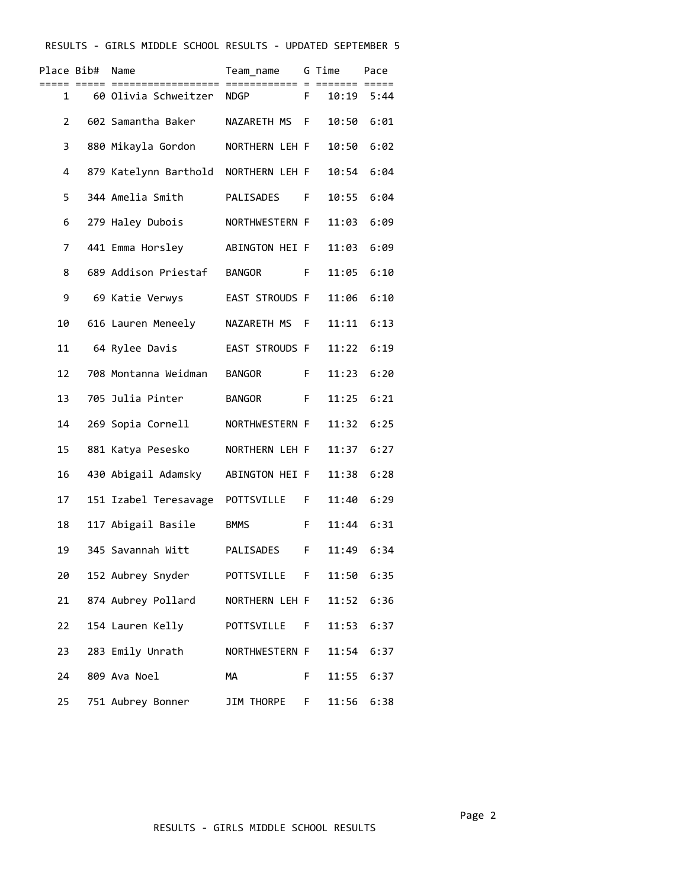RESULTS - GIRLS MIDDLE SCHOOL RESULTS - UPDATED SEPTEMBER 5

| Place | Bib# | Name | Team_name | G | Time | Pace |
|---|---|---|---|---|---|---|
| 1 | 60 | Olivia Schweitzer | NDGP | F | 10:19 | 5:44 |
| 2 | 602 | Samantha Baker | NAZARETH MS | F | 10:50 | 6:01 |
| 3 | 880 | Mikayla Gordon | NORTHERN LEH | F | 10:50 | 6:02 |
| 4 | 879 | Katelynn Barthold | NORTHERN LEH | F | 10:54 | 6:04 |
| 5 | 344 | Amelia Smith | PALISADES | F | 10:55 | 6:04 |
| 6 | 279 | Haley Dubois | NORTHWESTERN | F | 11:03 | 6:09 |
| 7 | 441 | Emma Horsley | ABINGTON HEI | F | 11:03 | 6:09 |
| 8 | 689 | Addison Priestaf | BANGOR | F | 11:05 | 6:10 |
| 9 | 69 | Katie Verwys | EAST STROUDS | F | 11:06 | 6:10 |
| 10 | 616 | Lauren Meneely | NAZARETH MS | F | 11:11 | 6:13 |
| 11 | 64 | Rylee Davis | EAST STROUDS | F | 11:22 | 6:19 |
| 12 | 708 | Montanna Weidman | BANGOR | F | 11:23 | 6:20 |
| 13 | 705 | Julia Pinter | BANGOR | F | 11:25 | 6:21 |
| 14 | 269 | Sopia Cornell | NORTHWESTERN | F | 11:32 | 6:25 |
| 15 | 881 | Katya Pesesko | NORTHERN LEH | F | 11:37 | 6:27 |
| 16 | 430 | Abigail Adamsky | ABINGTON HEI | F | 11:38 | 6:28 |
| 17 | 151 | Izabel Teresavage | POTTSVILLE | F | 11:40 | 6:29 |
| 18 | 117 | Abigail Basile | BMMS | F | 11:44 | 6:31 |
| 19 | 345 | Savannah Witt | PALISADES | F | 11:49 | 6:34 |
| 20 | 152 | Aubrey Snyder | POTTSVILLE | F | 11:50 | 6:35 |
| 21 | 874 | Aubrey Pollard | NORTHERN LEH | F | 11:52 | 6:36 |
| 22 | 154 | Lauren Kelly | POTTSVILLE | F | 11:53 | 6:37 |
| 23 | 283 | Emily Unrath | NORTHWESTERN | F | 11:54 | 6:37 |
| 24 | 809 | Ava Noel | MA | F | 11:55 | 6:37 |
| 25 | 751 | Aubrey Bonner | JIM THORPE | F | 11:56 | 6:38 |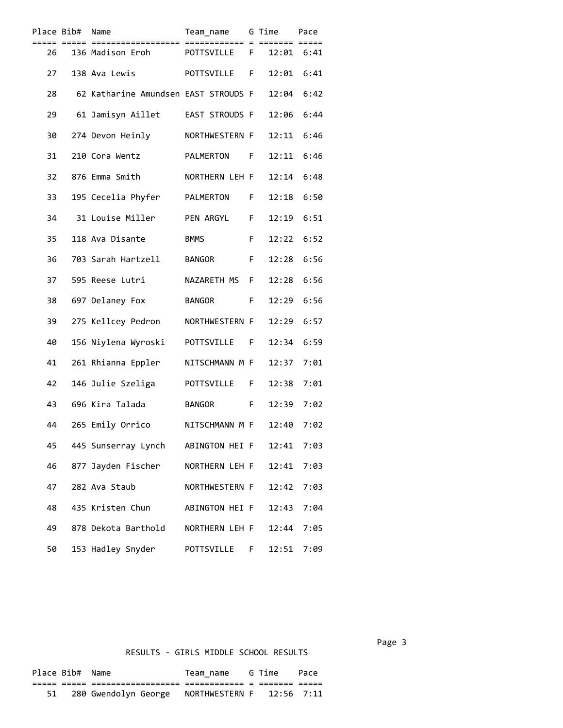| Place | Bib# | Name | Team_name | G | Time | Pace |
|---|---|---|---|---|---|---|
| 26 | 136 | Madison Eroh | POTTSVILLE | F | 12:01 | 6:41 |
| 27 | 138 | Ava Lewis | POTTSVILLE | F | 12:01 | 6:41 |
| 28 | 62 | Katharine Amundsen | EAST STROUDS | F | 12:04 | 6:42 |
| 29 | 61 | Jamisyn Aillet | EAST STROUDS | F | 12:06 | 6:44 |
| 30 | 274 | Devon Heinly | NORTHWESTERN | F | 12:11 | 6:46 |
| 31 | 210 | Cora Wentz | PALMERTON | F | 12:11 | 6:46 |
| 32 | 876 | Emma Smith | NORTHERN LEH | F | 12:14 | 6:48 |
| 33 | 195 | Cecelia Phyfer | PALMERTON | F | 12:18 | 6:50 |
| 34 | 31 | Louise Miller | PEN ARGYL | F | 12:19 | 6:51 |
| 35 | 118 | Ava Disante | BMMS | F | 12:22 | 6:52 |
| 36 | 703 | Sarah Hartzell | BANGOR | F | 12:28 | 6:56 |
| 37 | 595 | Reese Lutri | NAZARETH MS | F | 12:28 | 6:56 |
| 38 | 697 | Delaney Fox | BANGOR | F | 12:29 | 6:56 |
| 39 | 275 | Kellcey Pedron | NORTHWESTERN | F | 12:29 | 6:57 |
| 40 | 156 | Niylena Wyroski | POTTSVILLE | F | 12:34 | 6:59 |
| 41 | 261 | Rhianna Eppler | NITSCHMANN M | F | 12:37 | 7:01 |
| 42 | 146 | Julie Szeliga | POTTSVILLE | F | 12:38 | 7:01 |
| 43 | 696 | Kira Talada | BANGOR | F | 12:39 | 7:02 |
| 44 | 265 | Emily Orrico | NITSCHMANN M | F | 12:40 | 7:02 |
| 45 | 445 | Sunserray Lynch | ABINGTON HEI | F | 12:41 | 7:03 |
| 46 | 877 | Jayden Fischer | NORTHERN LEH | F | 12:41 | 7:03 |
| 47 | 282 | Ava Staub | NORTHWESTERN | F | 12:42 | 7:03 |
| 48 | 435 | Kristen Chun | ABINGTON HEI | F | 12:43 | 7:04 |
| 49 | 878 | Dekota Barthold | NORTHERN LEH | F | 12:44 | 7:05 |
| 50 | 153 | Hadley Snyder | POTTSVILLE | F | 12:51 | 7:09 |

RESULTS - GIRLS MIDDLE SCHOOL RESULTS

| Place | Bib# | Name | Team_name | G | Time | Pace |
|---|---|---|---|---|---|---|
| 51 | 280 | Gwendolyn George | NORTHWESTERN | F | 12:56 | 7:11 |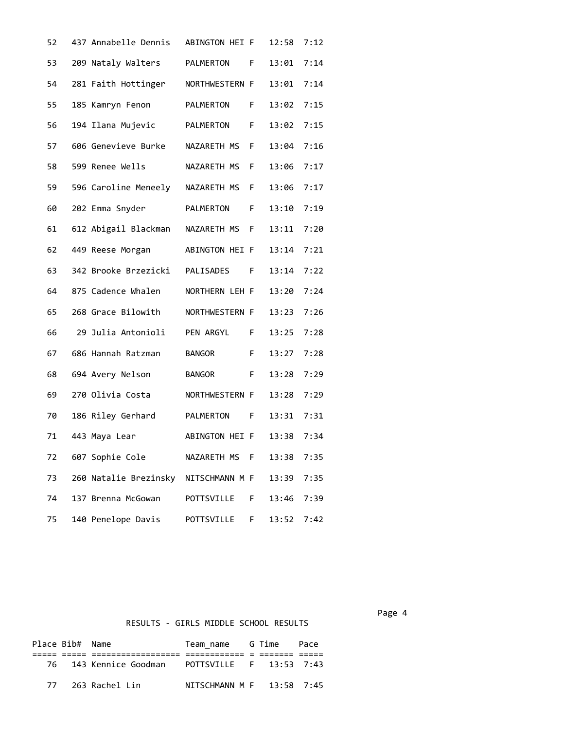| Place | Bib# | Name | Team_name | G | Time | Pace |
|---|---|---|---|---|---|---|
| 52 | 437 | Annabelle Dennis | ABINGTON HEI | F | 12:58 | 7:12 |
| 53 | 209 | Nataly Walters | PALMERTON | F | 13:01 | 7:14 |
| 54 | 281 | Faith Hottinger | NORTHWESTERN | F | 13:01 | 7:14 |
| 55 | 185 | Kamryn Fenon | PALMERTON | F | 13:02 | 7:15 |
| 56 | 194 | Ilana Mujevic | PALMERTON | F | 13:02 | 7:15 |
| 57 | 606 | Genevieve Burke | NAZARETH MS | F | 13:04 | 7:16 |
| 58 | 599 | Renee Wells | NAZARETH MS | F | 13:06 | 7:17 |
| 59 | 596 | Caroline Meneely | NAZARETH MS | F | 13:06 | 7:17 |
| 60 | 202 | Emma Snyder | PALMERTON | F | 13:10 | 7:19 |
| 61 | 612 | Abigail Blackman | NAZARETH MS | F | 13:11 | 7:20 |
| 62 | 449 | Reese Morgan | ABINGTON HEI | F | 13:14 | 7:21 |
| 63 | 342 | Brooke Brzezicki | PALISADES | F | 13:14 | 7:22 |
| 64 | 875 | Cadence Whalen | NORTHERN LEH | F | 13:20 | 7:24 |
| 65 | 268 | Grace Bilowith | NORTHWESTERN | F | 13:23 | 7:26 |
| 66 | 29 | Julia Antonioli | PEN ARGYL | F | 13:25 | 7:28 |
| 67 | 686 | Hannah Ratzman | BANGOR | F | 13:27 | 7:28 |
| 68 | 694 | Avery Nelson | BANGOR | F | 13:28 | 7:29 |
| 69 | 270 | Olivia Costa | NORTHWESTERN | F | 13:28 | 7:29 |
| 70 | 186 | Riley Gerhard | PALMERTON | F | 13:31 | 7:31 |
| 71 | 443 | Maya Lear | ABINGTON HEI | F | 13:38 | 7:34 |
| 72 | 607 | Sophie Cole | NAZARETH MS | F | 13:38 | 7:35 |
| 73 | 260 | Natalie Brezinsky | NITSCHMANN M | F | 13:39 | 7:35 |
| 74 | 137 | Brenna McGowan | POTTSVILLE | F | 13:46 | 7:39 |
| 75 | 140 | Penelope Davis | POTTSVILLE | F | 13:52 | 7:42 |

RESULTS - GIRLS MIDDLE SCHOOL RESULTS

| Place | Bib# | Name | Team_name | G | Time | Pace |
|---|---|---|---|---|---|---|
| 76 | 143 | Kennice Goodman | POTTSVILLE | F | 13:53 | 7:43 |
| 77 | 263 | Rachel Lin | NITSCHMANN M | F | 13:58 | 7:45 |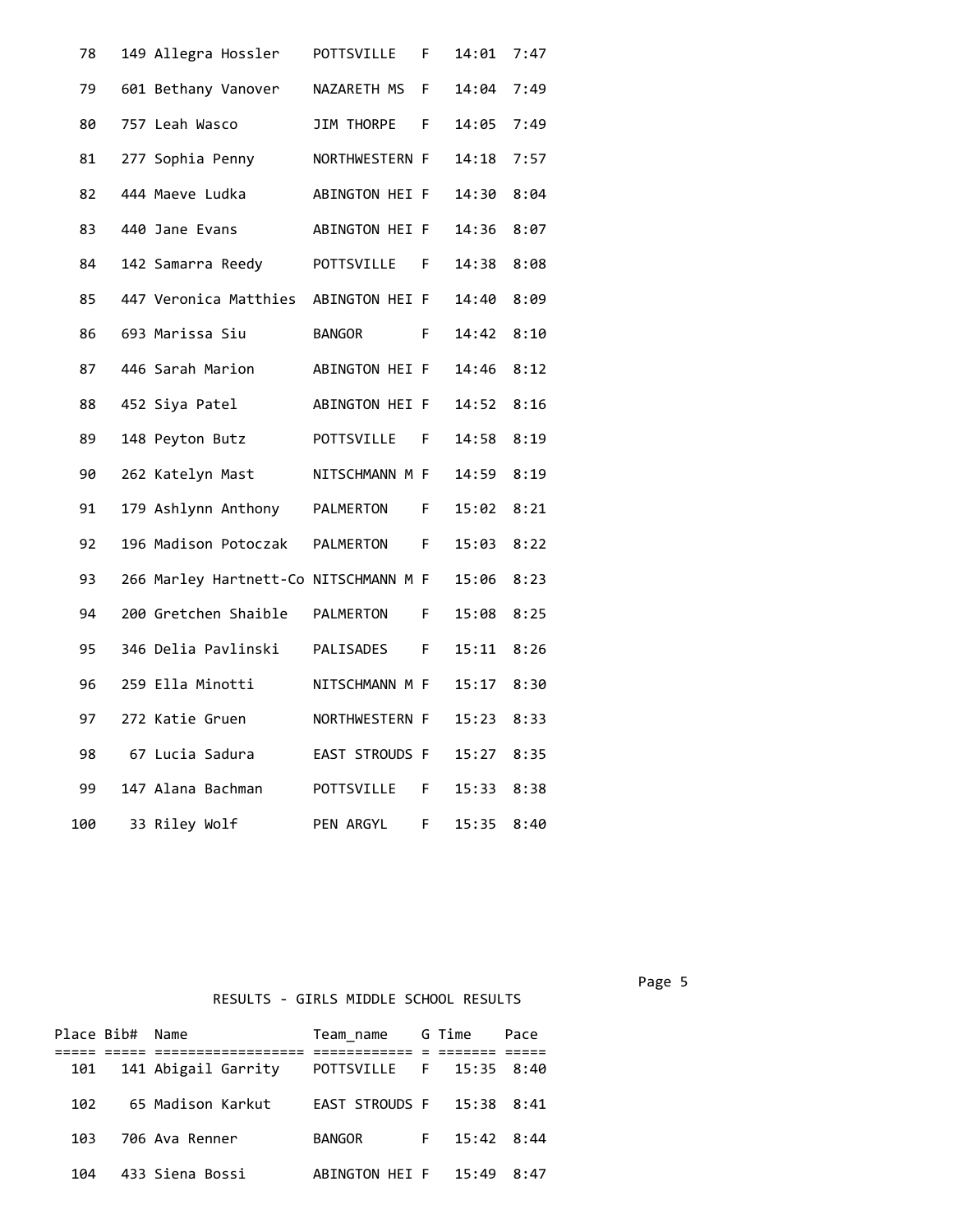| Place | Bib# | Name | Team_name | G | Time | Pace |
|---|---|---|---|---|---|---|
| 78 | 149 | Allegra Hossler | POTTSVILLE | F | 14:01 | 7:47 |
| 79 | 601 | Bethany Vanover | NAZARETH MS | F | 14:04 | 7:49 |
| 80 | 757 | Leah Wasco | JIM THORPE | F | 14:05 | 7:49 |
| 81 | 277 | Sophia Penny | NORTHWESTERN | F | 14:18 | 7:57 |
| 82 | 444 | Maeve Ludka | ABINGTON HEI | F | 14:30 | 8:04 |
| 83 | 440 | Jane Evans | ABINGTON HEI | F | 14:36 | 8:07 |
| 84 | 142 | Samarra Reedy | POTTSVILLE | F | 14:38 | 8:08 |
| 85 | 447 | Veronica Matthies | ABINGTON HEI | F | 14:40 | 8:09 |
| 86 | 693 | Marissa Siu | BANGOR | F | 14:42 | 8:10 |
| 87 | 446 | Sarah Marion | ABINGTON HEI | F | 14:46 | 8:12 |
| 88 | 452 | Siya Patel | ABINGTON HEI | F | 14:52 | 8:16 |
| 89 | 148 | Peyton Butz | POTTSVILLE | F | 14:58 | 8:19 |
| 90 | 262 | Katelyn Mast | NITSCHMANN M | F | 14:59 | 8:19 |
| 91 | 179 | Ashlynn Anthony | PALMERTON | F | 15:02 | 8:21 |
| 92 | 196 | Madison Potoczak | PALMERTON | F | 15:03 | 8:22 |
| 93 | 266 | Marley Hartnett-Co | NITSCHMANN M | F | 15:06 | 8:23 |
| 94 | 200 | Gretchen Shaible | PALMERTON | F | 15:08 | 8:25 |
| 95 | 346 | Delia Pavlinski | PALISADES | F | 15:11 | 8:26 |
| 96 | 259 | Ella Minotti | NITSCHMANN M | F | 15:17 | 8:30 |
| 97 | 272 | Katie Gruen | NORTHWESTERN | F | 15:23 | 8:33 |
| 98 | 67 | Lucia Sadura | EAST STROUDS | F | 15:27 | 8:35 |
| 99 | 147 | Alana Bachman | POTTSVILLE | F | 15:33 | 8:38 |
| 100 | 33 | Riley Wolf | PEN ARGYL | F | 15:35 | 8:40 |

RESULTS - GIRLS MIDDLE SCHOOL RESULTS

| Place | Bib# | Name | Team_name | G | Time | Pace |
|---|---|---|---|---|---|---|
| 101 | 141 | Abigail Garrity | POTTSVILLE | F | 15:35 | 8:40 |
| 102 | 65 | Madison Karkut | EAST STROUDS | F | 15:38 | 8:41 |
| 103 | 706 | Ava Renner | BANGOR | F | 15:42 | 8:44 |
| 104 | 433 | Siena Bossi | ABINGTON HEI | F | 15:49 | 8:47 |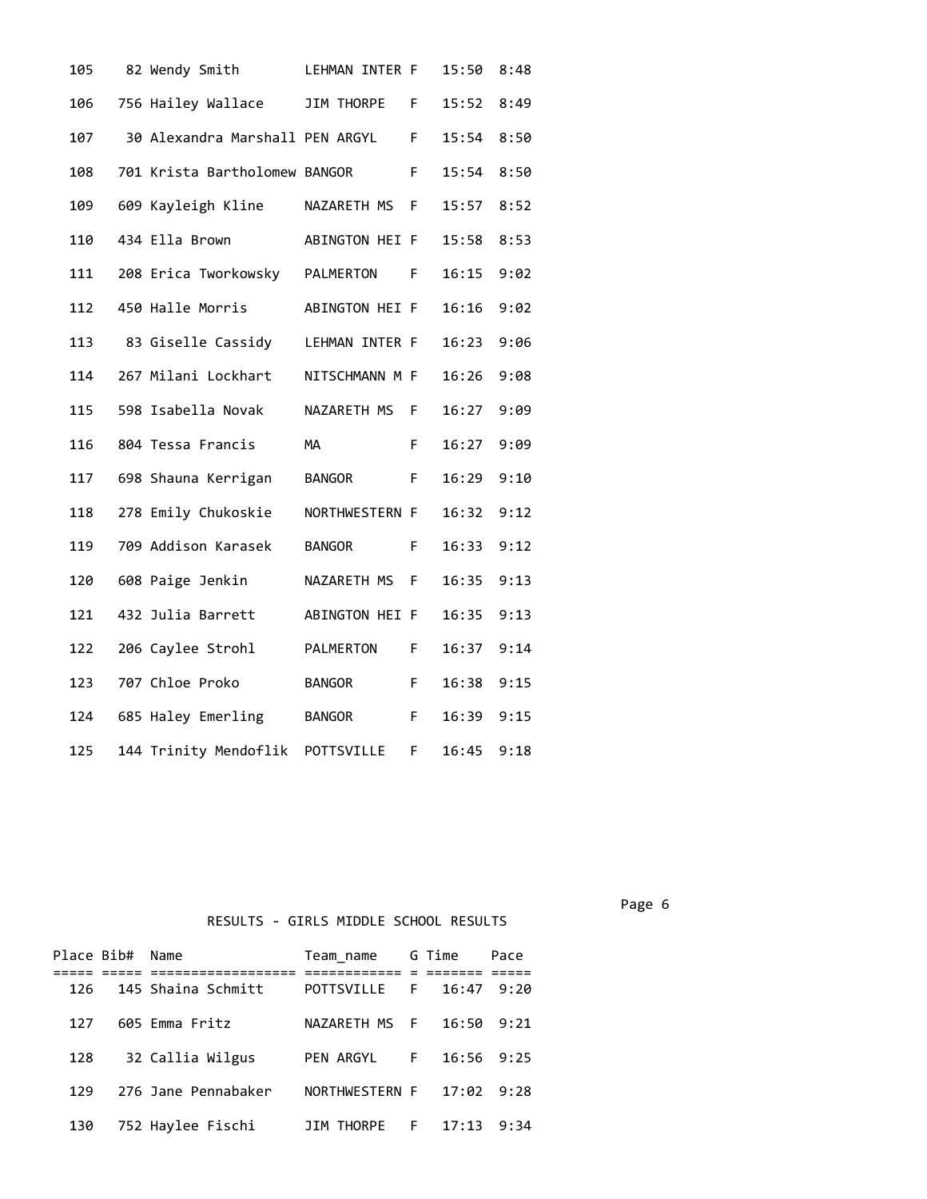| Place | Bib# | Name | Team_name | G | Time | Pace |
|---|---|---|---|---|---|---|
| 105 | 82 | Wendy Smith | LEHMAN INTER | F | 15:50 | 8:48 |
| 106 | 756 | Hailey Wallace | JIM THORPE | F | 15:52 | 8:49 |
| 107 | 30 | Alexandra Marshall | PEN ARGYL | F | 15:54 | 8:50 |
| 108 | 701 | Krista Bartholomew | BANGOR | F | 15:54 | 8:50 |
| 109 | 609 | Kayleigh Kline | NAZARETH MS | F | 15:57 | 8:52 |
| 110 | 434 | Ella Brown | ABINGTON HEI | F | 15:58 | 8:53 |
| 111 | 208 | Erica Tworkowsky | PALMERTON | F | 16:15 | 9:02 |
| 112 | 450 | Halle Morris | ABINGTON HEI | F | 16:16 | 9:02 |
| 113 | 83 | Giselle Cassidy | LEHMAN INTER | F | 16:23 | 9:06 |
| 114 | 267 | Milani Lockhart | NITSCHMANN M | F | 16:26 | 9:08 |
| 115 | 598 | Isabella Novak | NAZARETH MS | F | 16:27 | 9:09 |
| 116 | 804 | Tessa Francis | MA | F | 16:27 | 9:09 |
| 117 | 698 | Shauna Kerrigan | BANGOR | F | 16:29 | 9:10 |
| 118 | 278 | Emily Chukoskie | NORTHWESTERN | F | 16:32 | 9:12 |
| 119 | 709 | Addison Karasek | BANGOR | F | 16:33 | 9:12 |
| 120 | 608 | Paige Jenkin | NAZARETH MS | F | 16:35 | 9:13 |
| 121 | 432 | Julia Barrett | ABINGTON HEI | F | 16:35 | 9:13 |
| 122 | 206 | Caylee Strohl | PALMERTON | F | 16:37 | 9:14 |
| 123 | 707 | Chloe Proko | BANGOR | F | 16:38 | 9:15 |
| 124 | 685 | Haley Emerling | BANGOR | F | 16:39 | 9:15 |
| 125 | 144 | Trinity Mendoflik | POTTSVILLE | F | 16:45 | 9:18 |

RESULTS - GIRLS MIDDLE SCHOOL RESULTS

| Place | Bib# | Name | Team_name | G | Time | Pace |
|---|---|---|---|---|---|---|
| 126 | 145 | Shaina Schmitt | POTTSVILLE | F | 16:47 | 9:20 |
| 127 | 605 | Emma Fritz | NAZARETH MS | F | 16:50 | 9:21 |
| 128 | 32 | Callia Wilgus | PEN ARGYL | F | 16:56 | 9:25 |
| 129 | 276 | Jane Pennabaker | NORTHWESTERN | F | 17:02 | 9:28 |
| 130 | 752 | Haylee Fischi | JIM THORPE | F | 17:13 | 9:34 |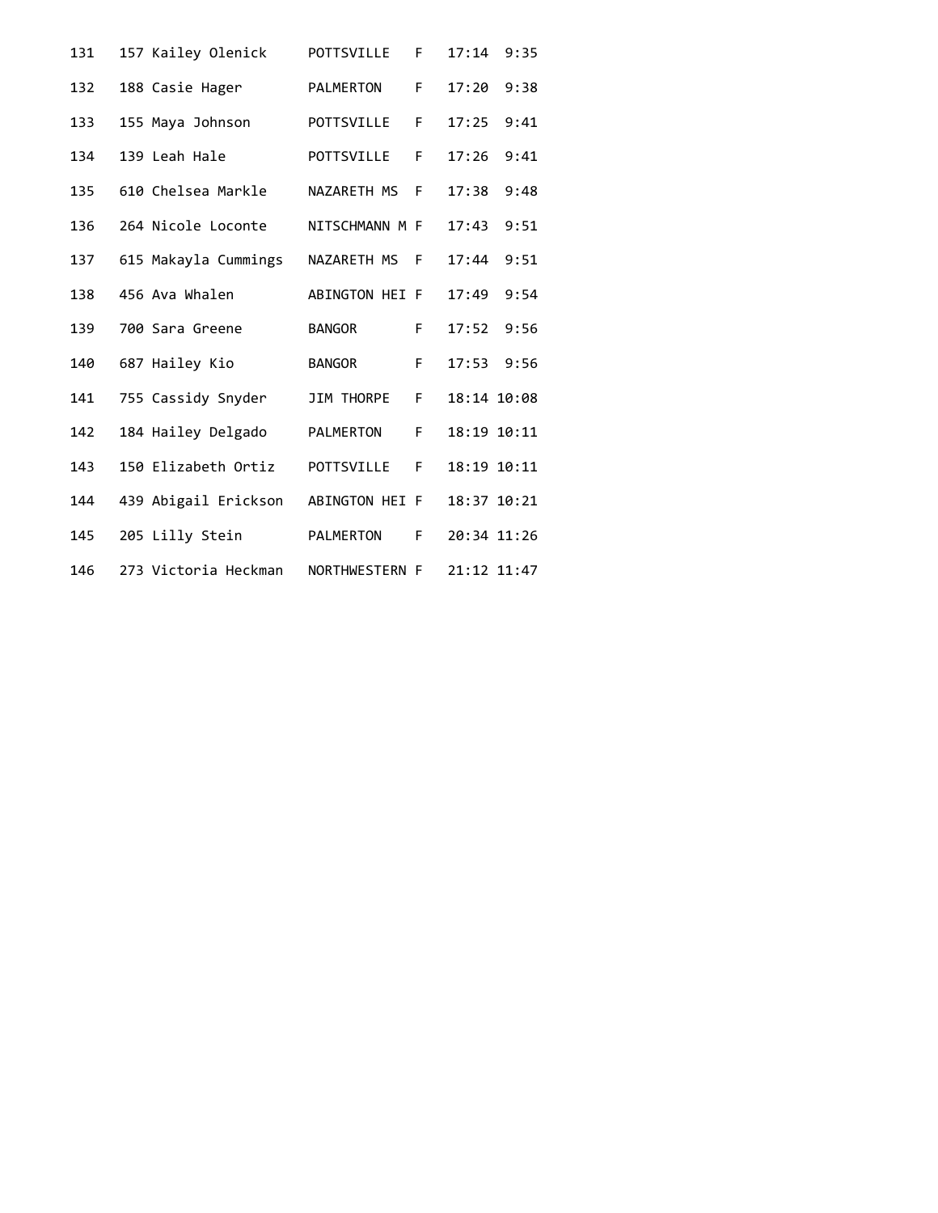| | | | | | | |
|---|---|---|---|---|---|---|
| 131 | 157 | Kailey Olenick | POTTSVILLE | F | 17:14 | 9:35 |
| 132 | 188 | Casie Hager | PALMERTON | F | 17:20 | 9:38 |
| 133 | 155 | Maya Johnson | POTTSVILLE | F | 17:25 | 9:41 |
| 134 | 139 | Leah Hale | POTTSVILLE | F | 17:26 | 9:41 |
| 135 | 610 | Chelsea Markle | NAZARETH MS | F | 17:38 | 9:48 |
| 136 | 264 | Nicole Loconte | NITSCHMANN M | F | 17:43 | 9:51 |
| 137 | 615 | Makayla Cummings | NAZARETH MS | F | 17:44 | 9:51 |
| 138 | 456 | Ava Whalen | ABINGTON HEI | F | 17:49 | 9:54 |
| 139 | 700 | Sara Greene | BANGOR | F | 17:52 | 9:56 |
| 140 | 687 | Hailey Kio | BANGOR | F | 17:53 | 9:56 |
| 141 | 755 | Cassidy Snyder | JIM THORPE | F | 18:14 | 10:08 |
| 142 | 184 | Hailey Delgado | PALMERTON | F | 18:19 | 10:11 |
| 143 | 150 | Elizabeth Ortiz | POTTSVILLE | F | 18:19 | 10:11 |
| 144 | 439 | Abigail Erickson | ABINGTON HEI | F | 18:37 | 10:21 |
| 145 | 205 | Lilly Stein | PALMERTON | F | 20:34 | 11:26 |
| 146 | 273 | Victoria Heckman | NORTHWESTERN | F | 21:12 | 11:47 |